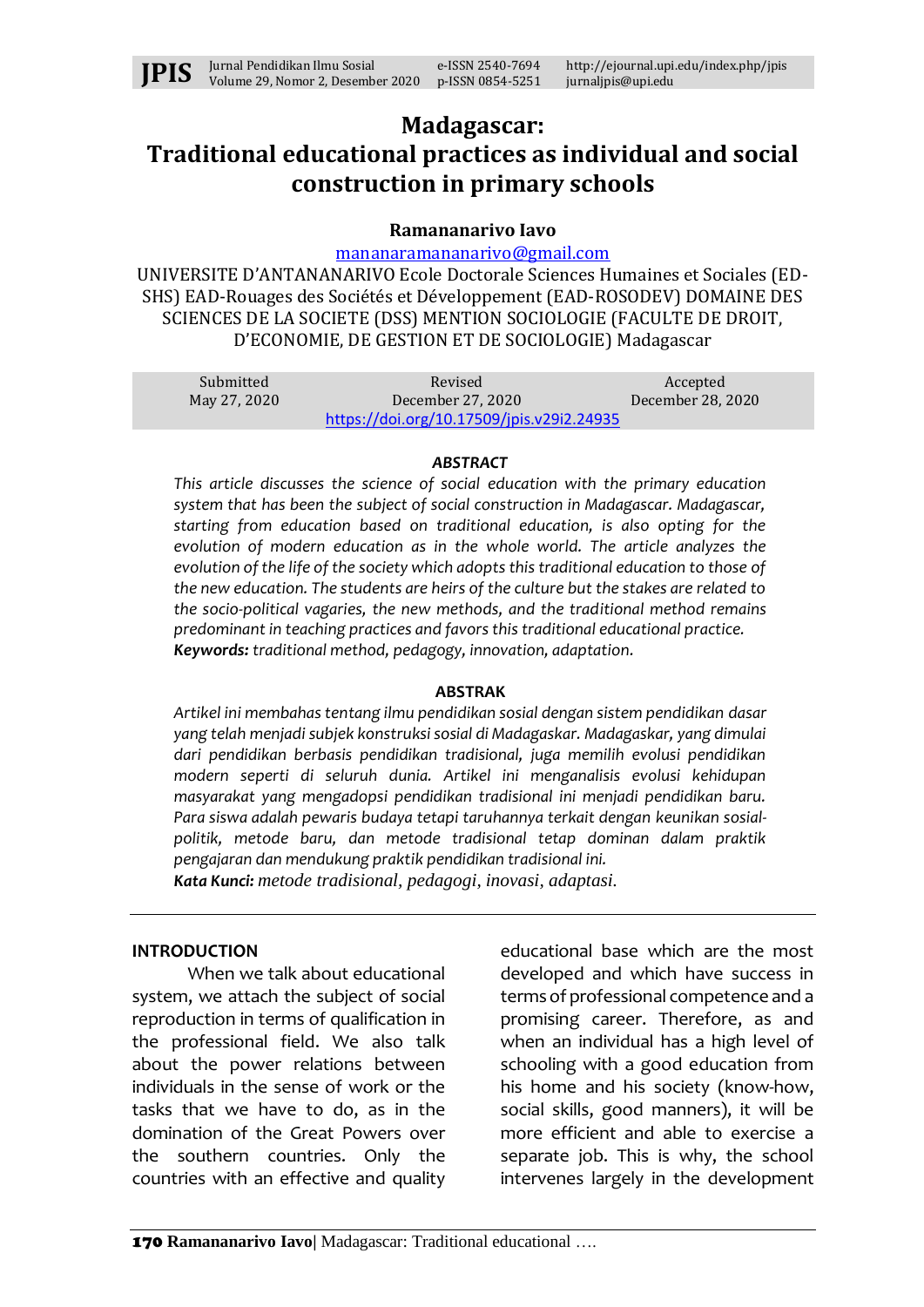# Madagascar: Traditional educational practices as individual and social construction in primary schools

**Ramananarivo Iavo**

mananaramananarivo@gmail.com

UNIVERSITE D'ANTANANARIVO Ecole Doctorale Sciences Humaines et Sociales (ED-SHS) EAD-Rouages des Sociétés et Développement (EAD-ROSODEV) DOMAINE DES SCIENCES DE LA SOCIETE (DSS) MENTION SOCIOLOGIE (FACULTE DE DROIT, D'ECONOMIE, DE GESTION ET DE SOCIOLOGIE) Madagascar

| Submitted | Revised | Accepted |
|---|---|---|
| May 27, 2020 | December 27, 2020 | December 28, 2020 |

https://doi.org/10.17509/jpis.v29i2.24935

### ABSTRACT

*This article discusses the science of social education with the primary education system that has been the subject of social construction in Madagascar. Madagascar, starting from education based on traditional education, is also opting for the evolution of modern education as in the whole world. The article analyzes the evolution of the life of the society which adopts this traditional education to those of the new education. The students are heirs of the culture but the stakes are related to the socio-political vagaries, the new methods, and the traditional method remains predominant in teaching practices and favors this traditional educational practice.*

***Keywords:*** *traditional method, pedagogy, innovation, adaptation.*

### ABSTRAK

*Artikel ini membahas tentang ilmu pendidikan sosial dengan sistem pendidikan dasar yang telah menjadi subjek konstruksi sosial di Madagaskar. Madagaskar, yang dimulai dari pendidikan berbasis pendidikan tradisional, juga memilih evolusi pendidikan modern seperti di seluruh dunia. Artikel ini menganalisis evolusi kehidupan masyarakat yang mengadopsi pendidikan tradisional ini menjadi pendidikan baru. Para siswa adalah pewaris budaya tetapi taruhannya terkait dengan keunikan sosial-politik, metode baru, dan metode tradisional tetap dominan dalam praktik pengajaran dan mendukung praktik pendidikan tradisional ini.*

***Kata Kunci:*** *metode tradisional, pedagogi, inovasi, adaptasi.*

## INTRODUCTION

When we talk about educational system, we attach the subject of social reproduction in terms of qualification in the professional field. We also talk about the power relations between individuals in the sense of work or the tasks that we have to do, as in the domination of the Great Powers over the southern countries. Only the countries with an effective and quality educational base which are the most developed and which have success in terms of professional competence and a promising career. Therefore, as and when an individual has a high level of schooling with a good education from his home and his society (know-how, social skills, good manners), it will be more efficient and able to exercise a separate job. This is why, the school intervenes largely in the development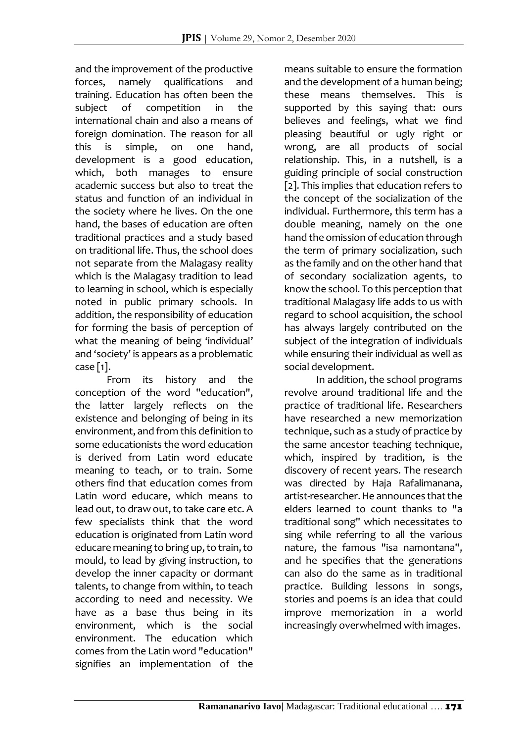and the improvement of the productive forces, namely qualifications and training. Education has often been the subject of competition in the international chain and also a means of foreign domination. The reason for all this is simple, on one hand, development is a good education, which, both manages to ensure academic success but also to treat the status and function of an individual in the society where he lives. On the one hand, the bases of education are often traditional practices and a study based on traditional life. Thus, the school does not separate from the Malagasy reality which is the Malagasy tradition to lead to learning in school, which is especially noted in public primary schools. In addition, the responsibility of education for forming the basis of perception of what the meaning of being 'individual' and 'society' is appears as a problematic case [1].

From its history and the conception of the word "education", the latter largely reflects on the existence and belonging of being in its environment, and from this definition to some educationists the word education is derived from Latin word educate meaning to teach, or to train. Some others find that education comes from Latin word educare, which means to lead out, to draw out, to take care etc. A few specialists think that the word education is originated from Latin word educare meaning to bring up, to train, to mould, to lead by giving instruction, to develop the inner capacity or dormant talents, to change from within, to teach according to need and necessity. We have as a base thus being in its environment, which is the social environment. The education which comes from the Latin word "education" signifies an implementation of the means suitable to ensure the formation and the development of a human being; these means themselves. This is supported by this saying that: ours believes and feelings, what we find pleasing beautiful or ugly right or wrong, are all products of social relationship. This, in a nutshell, is a guiding principle of social construction [2]. This implies that education refers to the concept of the socialization of the individual. Furthermore, this term has a double meaning, namely on the one hand the omission of education through the term of primary socialization, such as the family and on the other hand that of secondary socialization agents, to know the school. To this perception that traditional Malagasy life adds to us with regard to school acquisition, the school has always largely contributed on the subject of the integration of individuals while ensuring their individual as well as social development.

In addition, the school programs revolve around traditional life and the practice of traditional life. Researchers have researched a new memorization technique, such as a study of practice by the same ancestor teaching technique, which, inspired by tradition, is the discovery of recent years. The research was directed by Haja Rafalimanana, artist-researcher. He announces that the elders learned to count thanks to "a traditional song" which necessitates to sing while referring to all the various nature, the famous "isa namontana", and he specifies that the generations can also do the same as in traditional practice. Building lessons in songs, stories and poems is an idea that could improve memorization in a world increasingly overwhelmed with images.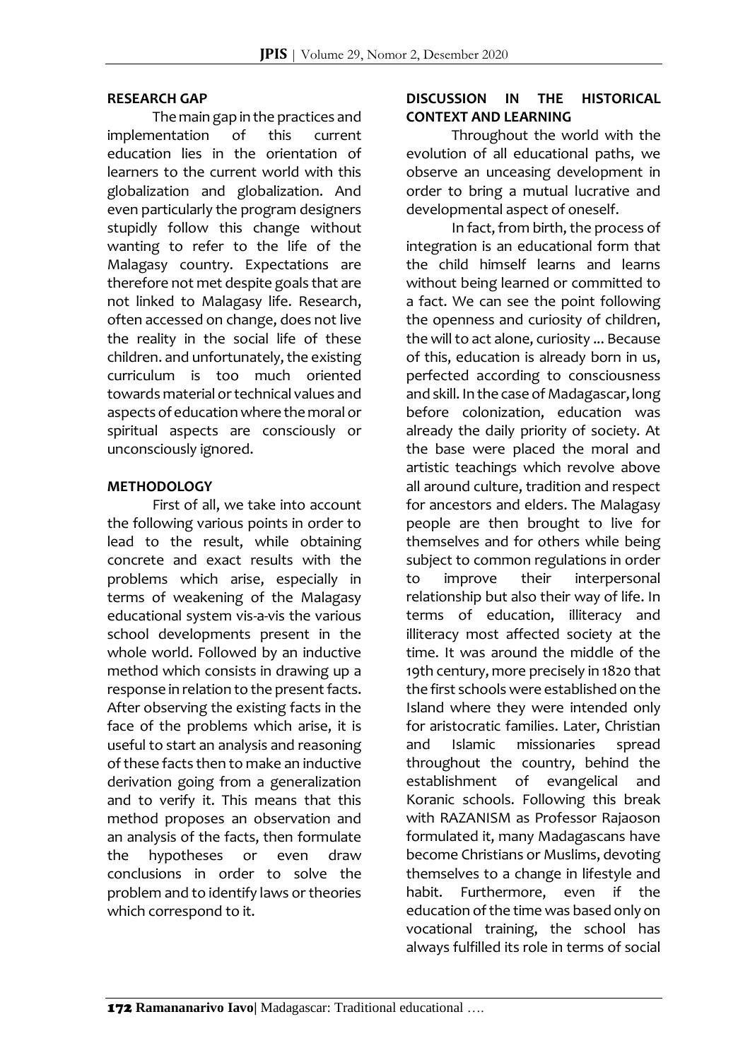## RESEARCH GAP

The main gap in the practices and implementation of this current education lies in the orientation of learners to the current world with this globalization and globalization. And even particularly the program designers stupidly follow this change without wanting to refer to the life of the Malagasy country. Expectations are therefore not met despite goals that are not linked to Malagasy life. Research, often accessed on change, does not live the reality in the social life of these children. and unfortunately, the existing curriculum is too much oriented towards material or technical values and aspects of education where the moral or spiritual aspects are consciously or unconsciously ignored.

## METHODOLOGY

First of all, we take into account the following various points in order to lead to the result, while obtaining concrete and exact results with the problems which arise, especially in terms of weakening of the Malagasy educational system vis-a-vis the various school developments present in the whole world. Followed by an inductive method which consists in drawing up a response in relation to the present facts. After observing the existing facts in the face of the problems which arise, it is useful to start an analysis and reasoning of these facts then to make an inductive derivation going from a generalization and to verify it. This means that this method proposes an observation and an analysis of the facts, then formulate the hypotheses or even draw conclusions in order to solve the problem and to identify laws or theories which correspond to it.

## DISCUSSION IN THE HISTORICAL CONTEXT AND LEARNING

Throughout the world with the evolution of all educational paths, we observe an unceasing development in order to bring a mutual lucrative and developmental aspect of oneself.

In fact, from birth, the process of integration is an educational form that the child himself learns and learns without being learned or committed to a fact. We can see the point following the openness and curiosity of children, the will to act alone, curiosity ... Because of this, education is already born in us, perfected according to consciousness and skill. In the case of Madagascar, long before colonization, education was already the daily priority of society. At the base were placed the moral and artistic teachings which revolve above all around culture, tradition and respect for ancestors and elders. The Malagasy people are then brought to live for themselves and for others while being subject to common regulations in order to improve their interpersonal relationship but also their way of life. In terms of education, illiteracy and illiteracy most affected society at the time. It was around the middle of the 19th century, more precisely in 1820 that the first schools were established on the Island where they were intended only for aristocratic families. Later, Christian and Islamic missionaries spread throughout the country, behind the establishment of evangelical and Koranic schools. Following this break with RAZANISM as Professor Rajaoson formulated it, many Madagascans have become Christians or Muslims, devoting themselves to a change in lifestyle and habit. Furthermore, even if the education of the time was based only on vocational training, the school has always fulfilled its role in terms of social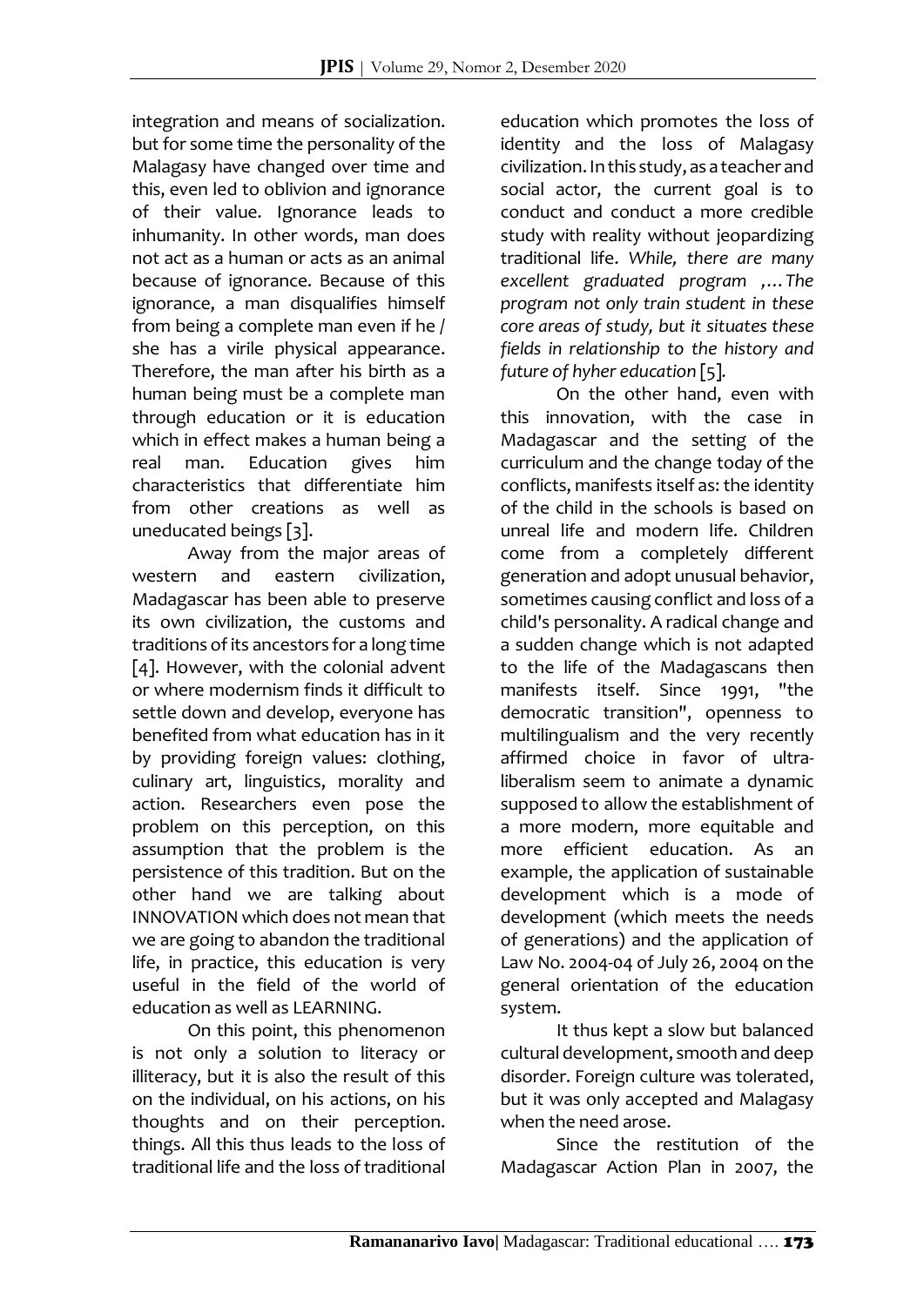integration and means of socialization. but for some time the personality of the Malagasy have changed over time and this, even led to oblivion and ignorance of their value. Ignorance leads to inhumanity. In other words, man does not act as a human or acts as an animal because of ignorance. Because of this ignorance, a man disqualifies himself from being a complete man even if he / she has a virile physical appearance. Therefore, the man after his birth as a human being must be a complete man through education or it is education which in effect makes a human being a real man. Education gives him characteristics that differentiate him from other creations as well as uneducated beings [3].

Away from the major areas of western and eastern civilization, Madagascar has been able to preserve its own civilization, the customs and traditions of its ancestors for a long time [4]. However, with the colonial advent or where modernism finds it difficult to settle down and develop, everyone has benefited from what education has in it by providing foreign values: clothing, culinary art, linguistics, morality and action. Researchers even pose the problem on this perception, on this assumption that the problem is the persistence of this tradition. But on the other hand we are talking about INNOVATION which does not mean that we are going to abandon the traditional life, in practice, this education is very useful in the field of the world of education as well as LEARNING.

On this point, this phenomenon is not only a solution to literacy or illiteracy, but it is also the result of this on the individual, on his actions, on his thoughts and on their perception. things. All this thus leads to the loss of traditional life and the loss of traditional education which promotes the loss of identity and the loss of Malagasy civilization. In this study, as a teacher and social actor, the current goal is to conduct and conduct a more credible study with reality without jeopardizing traditional life. *While, there are many excellent graduated program ,…The program not only train student in these core areas of study, but it situates these fields in relationship to the history and future of hyher education* [5].

On the other hand, even with this innovation, with the case in Madagascar and the setting of the curriculum and the change today of the conflicts, manifests itself as: the identity of the child in the schools is based on unreal life and modern life. Children come from a completely different generation and adopt unusual behavior, sometimes causing conflict and loss of a child's personality. A radical change and a sudden change which is not adapted to the life of the Madagascans then manifests itself. Since 1991, "the democratic transition", openness to multilingualism and the very recently affirmed choice in favor of ultra-liberalism seem to animate a dynamic supposed to allow the establishment of a more modern, more equitable and more efficient education. As an example, the application of sustainable development which is a mode of development (which meets the needs of generations) and the application of Law No. 2004-04 of July 26, 2004 on the general orientation of the education system.

It thus kept a slow but balanced cultural development, smooth and deep disorder. Foreign culture was tolerated, but it was only accepted and Malagasy when the need arose.

Since the restitution of the Madagascar Action Plan in 2007, the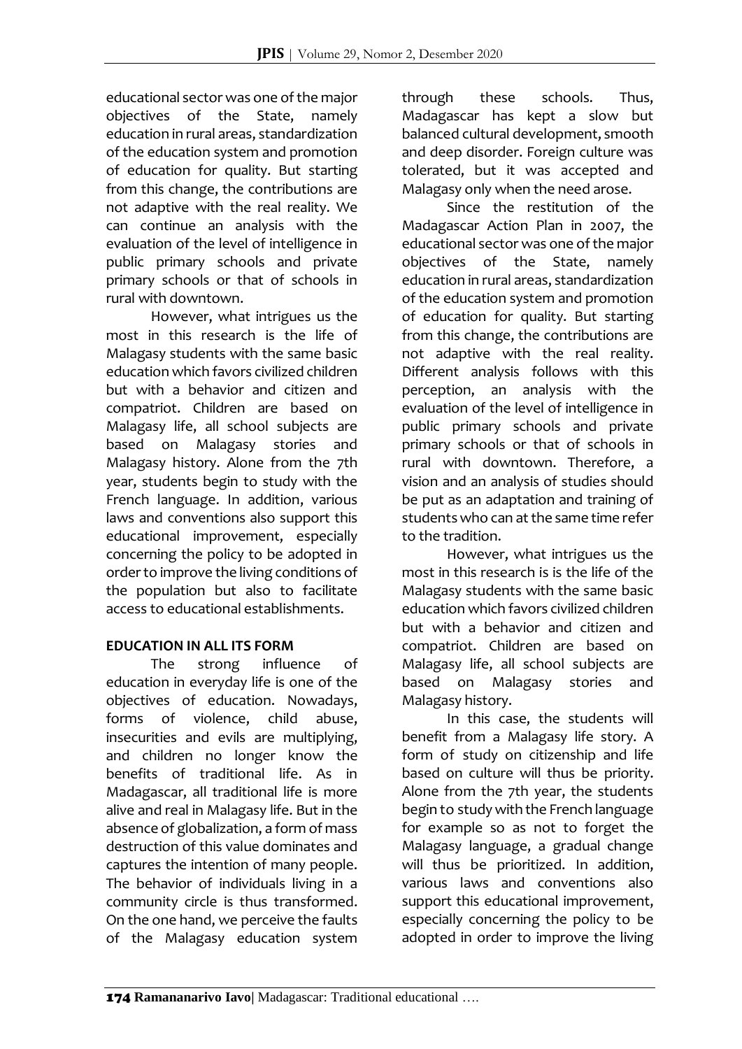educational sector was one of the major objectives of the State, namely education in rural areas, standardization of the education system and promotion of education for quality. But starting from this change, the contributions are not adaptive with the real reality. We can continue an analysis with the evaluation of the level of intelligence in public primary schools and private primary schools or that of schools in rural with downtown.

However, what intrigues us the most in this research is the life of Malagasy students with the same basic education which favors civilized children but with a behavior and citizen and compatriot. Children are based on Malagasy life, all school subjects are based on Malagasy stories and Malagasy history. Alone from the 7th year, students begin to study with the French language. In addition, various laws and conventions also support this educational improvement, especially concerning the policy to be adopted in order to improve the living conditions of the population but also to facilitate access to educational establishments.

**EDUCATION IN ALL ITS FORM**

The strong influence of education in everyday life is one of the objectives of education. Nowadays, forms of violence, child abuse, insecurities and evils are multiplying, and children no longer know the benefits of traditional life. As in Madagascar, all traditional life is more alive and real in Malagasy life. But in the absence of globalization, a form of mass destruction of this value dominates and captures the intention of many people. The behavior of individuals living in a community circle is thus transformed. On the one hand, we perceive the faults of the Malagasy education system through these schools. Thus, Madagascar has kept a slow but balanced cultural development, smooth and deep disorder. Foreign culture was tolerated, but it was accepted and Malagasy only when the need arose.

Since the restitution of the Madagascar Action Plan in 2007, the educational sector was one of the major objectives of the State, namely education in rural areas, standardization of the education system and promotion of education for quality. But starting from this change, the contributions are not adaptive with the real reality. Different analysis follows with this perception, an analysis with the evaluation of the level of intelligence in public primary schools and private primary schools or that of schools in rural with downtown. Therefore, a vision and an analysis of studies should be put as an adaptation and training of students who can at the same time refer to the tradition.

However, what intrigues us the most in this research is is the life of the Malagasy students with the same basic education which favors civilized children but with a behavior and citizen and compatriot. Children are based on Malagasy life, all school subjects are based on Malagasy stories and Malagasy history.

In this case, the students will benefit from a Malagasy life story. A form of study on citizenship and life based on culture will thus be priority. Alone from the 7th year, the students begin to study with the French language for example so as not to forget the Malagasy language, a gradual change will thus be prioritized. In addition, various laws and conventions also support this educational improvement, especially concerning the policy to be adopted in order to improve the living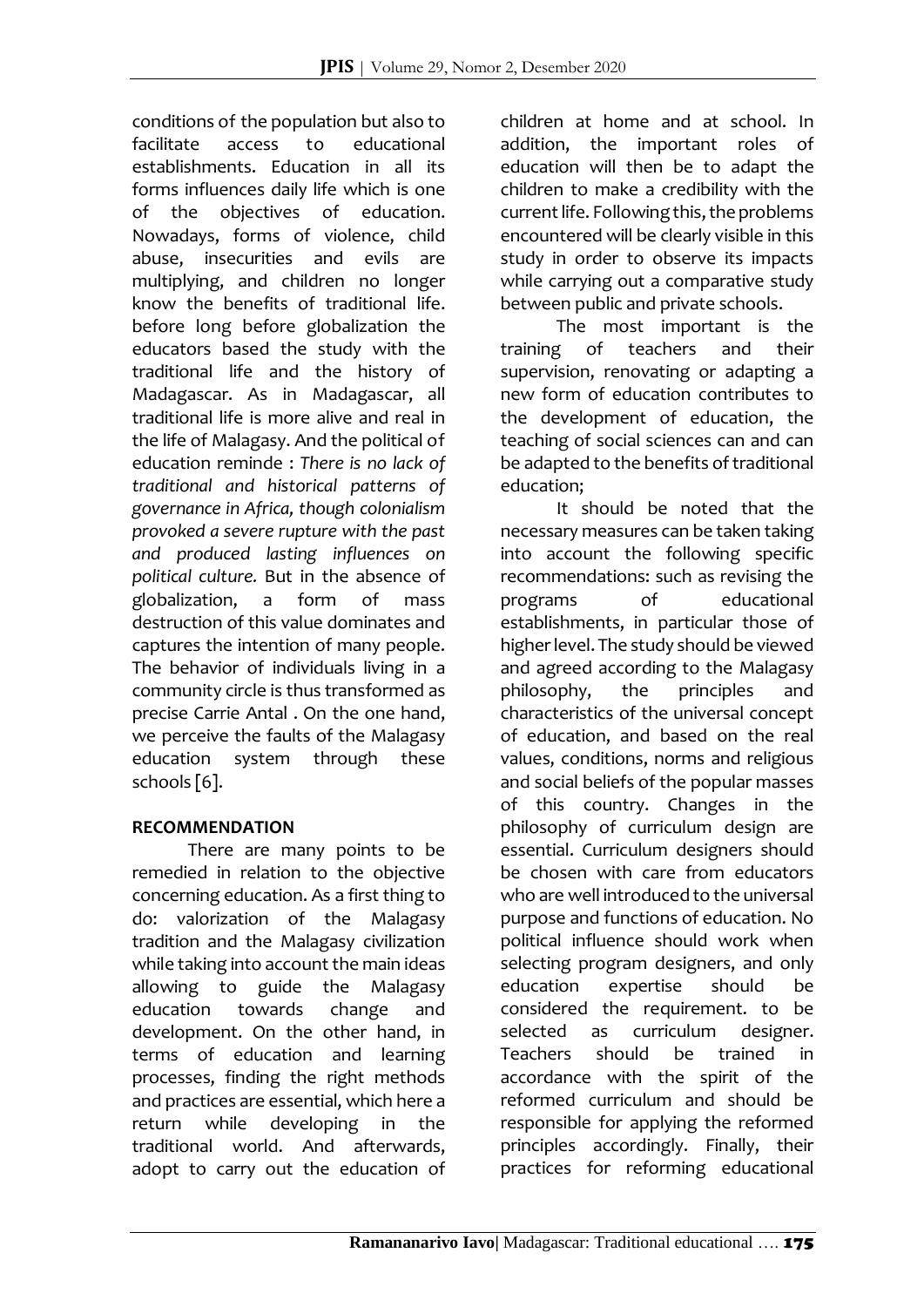conditions of the population but also to facilitate access to educational establishments. Education in all its forms influences daily life which is one of the objectives of education. Nowadays, forms of violence, child abuse, insecurities and evils are multiplying, and children no longer know the benefits of traditional life. before long before globalization the educators based the study with the traditional life and the history of Madagascar. As in Madagascar, all traditional life is more alive and real in the life of Malagasy. And the political of education reminde : *There is no lack of traditional and historical patterns of governance in Africa, though colonialism provoked a severe rupture with the past and produced lasting influences on political culture.* But in the absence of globalization, a form of mass destruction of this value dominates and captures the intention of many people. The behavior of individuals living in a community circle is thus transformed as precise Carrie Antal . On the one hand, we perceive the faults of the Malagasy education system through these schools [6].

## RECOMMENDATION

There are many points to be remedied in relation to the objective concerning education. As a first thing to do: valorization of the Malagasy tradition and the Malagasy civilization while taking into account the main ideas allowing to guide the Malagasy education towards change and development. On the other hand, in terms of education and learning processes, finding the right methods and practices are essential, which here a return while developing in the traditional world. And afterwards, adopt to carry out the education of children at home and at school. In addition, the important roles of education will then be to adapt the children to make a credibility with the current life. Following this, the problems encountered will be clearly visible in this study in order to observe its impacts while carrying out a comparative study between public and private schools.

The most important is the training of teachers and their supervision, renovating or adapting a new form of education contributes to the development of education, the teaching of social sciences can and can be adapted to the benefits of traditional education;

It should be noted that the necessary measures can be taken taking into account the following specific recommendations: such as revising the programs of educational establishments, in particular those of higher level. The study should be viewed and agreed according to the Malagasy philosophy, the principles and characteristics of the universal concept of education, and based on the real values, conditions, norms and religious and social beliefs of the popular masses of this country. Changes in the philosophy of curriculum design are essential. Curriculum designers should be chosen with care from educators who are well introduced to the universal purpose and functions of education. No political influence should work when selecting program designers, and only education expertise should be considered the requirement. to be selected as curriculum designer. Teachers should be trained in accordance with the spirit of the reformed curriculum and should be responsible for applying the reformed principles accordingly. Finally, their practices for reforming educational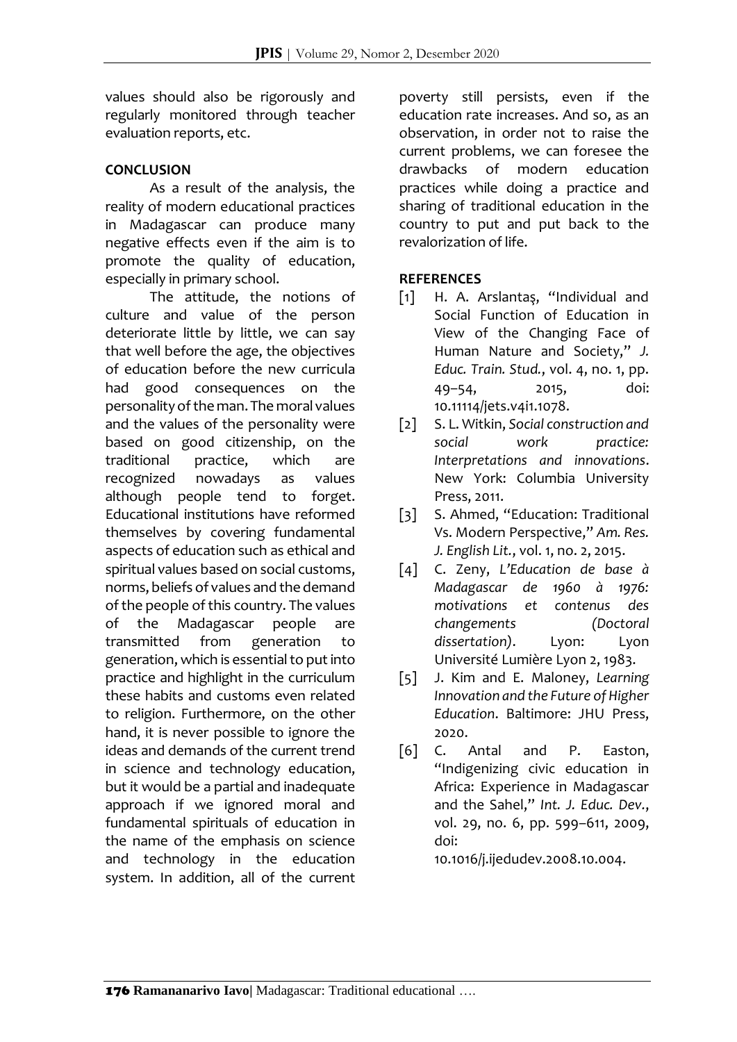values should also be rigorously and regularly monitored through teacher evaluation reports, etc.

## CONCLUSION

As a result of the analysis, the reality of modern educational practices in Madagascar can produce many negative effects even if the aim is to promote the quality of education, especially in primary school.

The attitude, the notions of culture and value of the person deteriorate little by little, we can say that well before the age, the objectives of education before the new curricula had good consequences on the personality of the man. The moral values and the values of the personality were based on good citizenship, on the traditional practice, which are recognized nowadays as values although people tend to forget. Educational institutions have reformed themselves by covering fundamental aspects of education such as ethical and spiritual values based on social customs, norms, beliefs of values and the demand of the people of this country. The values of the Madagascar people are transmitted from generation to generation, which is essential to put into practice and highlight in the curriculum these habits and customs even related to religion. Furthermore, on the other hand, it is never possible to ignore the ideas and demands of the current trend in science and technology education, but it would be a partial and inadequate approach if we ignored moral and fundamental spirituals of education in the name of the emphasis on science and technology in the education system. In addition, all of the current poverty still persists, even if the education rate increases. And so, as an observation, in order not to raise the current problems, we can foresee the drawbacks of modern education practices while doing a practice and sharing of traditional education in the country to put and put back to the revalorization of life.

## REFERENCES

[1] H. A. Arslantaş, "Individual and Social Function of Education in View of the Changing Face of Human Nature and Society," *J. Educ. Train. Stud.*, vol. 4, no. 1, pp. 49–54, 2015, doi: 10.11114/jets.v4i1.1078.

[2] S. L. Witkin, *Social construction and social work practice: Interpretations and innovations*. New York: Columbia University Press, 2011.

[3] S. Ahmed, "Education: Traditional Vs. Modern Perspective," *Am. Res. J. English Lit.*, vol. 1, no. 2, 2015.

[4] C. Zeny, *L'Education de base à Madagascar de 1960 à 1976: motivations et contenus des changements (Doctoral dissertation)*. Lyon: Lyon Université Lumière Lyon 2, 1983.

[5] J. Kim and E. Maloney, *Learning Innovation and the Future of Higher Education*. Baltimore: JHU Press, 2020.

[6] C. Antal and P. Easton, "Indigenizing civic education in Africa: Experience in Madagascar and the Sahel," *Int. J. Educ. Dev.*, vol. 29, no. 6, pp. 599–611, 2009, doi: 10.1016/j.ijedudev.2008.10.004.